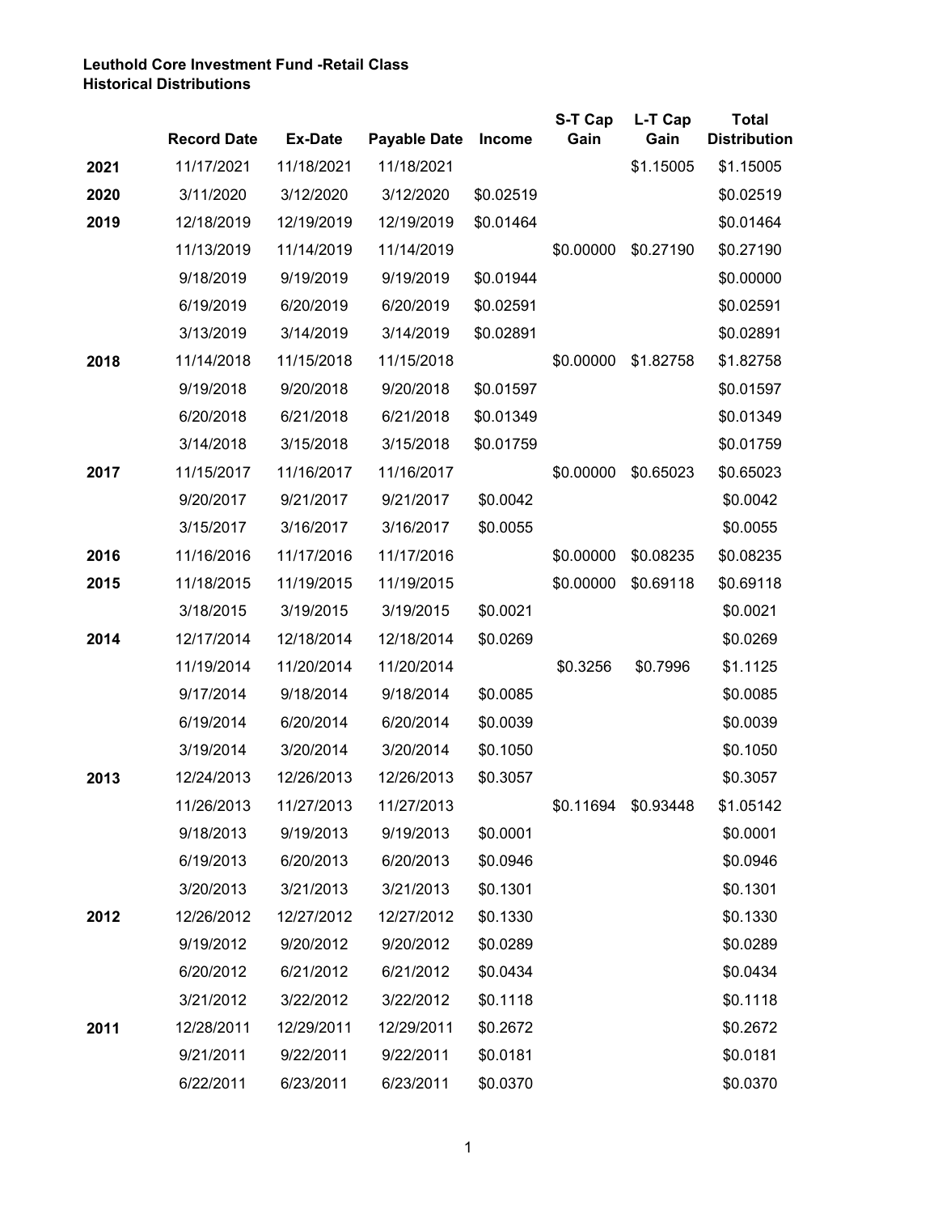**Leuthold Core Investment Fund -Retail Class**
**Historical Distributions**

| | Record Date | Ex-Date | Payable Date | Income | S-T Cap Gain | L-T Cap Gain | Total Distribution |
|---|---|---|---|---|---|---|---|
| **2021** | 11/17/2021 | 11/18/2021 | 11/18/2021 | | | $1.15005 | $1.15005 |
| **2020** | 3/11/2020 | 3/12/2020 | 3/12/2020 | $0.02519 | | | $0.02519 |
| **2019** | 12/18/2019 | 12/19/2019 | 12/19/2019 | $0.01464 | | | $0.01464 |
| | 11/13/2019 | 11/14/2019 | 11/14/2019 | | $0.00000 | $0.27190 | $0.27190 |
| | 9/18/2019 | 9/19/2019 | 9/19/2019 | $0.01944 | | | $0.00000 |
| | 6/19/2019 | 6/20/2019 | 6/20/2019 | $0.02591 | | | $0.02591 |
| | 3/13/2019 | 3/14/2019 | 3/14/2019 | $0.02891 | | | $0.02891 |
| **2018** | 11/14/2018 | 11/15/2018 | 11/15/2018 | | $0.00000 | $1.82758 | $1.82758 |
| | 9/19/2018 | 9/20/2018 | 9/20/2018 | $0.01597 | | | $0.01597 |
| | 6/20/2018 | 6/21/2018 | 6/21/2018 | $0.01349 | | | $0.01349 |
| | 3/14/2018 | 3/15/2018 | 3/15/2018 | $0.01759 | | | $0.01759 |
| **2017** | 11/15/2017 | 11/16/2017 | 11/16/2017 | | $0.00000 | $0.65023 | $0.65023 |
| | 9/20/2017 | 9/21/2017 | 9/21/2017 | $0.0042 | | | $0.0042 |
| | 3/15/2017 | 3/16/2017 | 3/16/2017 | $0.0055 | | | $0.0055 |
| **2016** | 11/16/2016 | 11/17/2016 | 11/17/2016 | | $0.00000 | $0.08235 | $0.08235 |
| **2015** | 11/18/2015 | 11/19/2015 | 11/19/2015 | | $0.00000 | $0.69118 | $0.69118 |
| | 3/18/2015 | 3/19/2015 | 3/19/2015 | $0.0021 | | | $0.0021 |
| **2014** | 12/17/2014 | 12/18/2014 | 12/18/2014 | $0.0269 | | | $0.0269 |
| | 11/19/2014 | 11/20/2014 | 11/20/2014 | | $0.3256 | $0.7996 | $1.1125 |
| | 9/17/2014 | 9/18/2014 | 9/18/2014 | $0.0085 | | | $0.0085 |
| | 6/19/2014 | 6/20/2014 | 6/20/2014 | $0.0039 | | | $0.0039 |
| | 3/19/2014 | 3/20/2014 | 3/20/2014 | $0.1050 | | | $0.1050 |
| **2013** | 12/24/2013 | 12/26/2013 | 12/26/2013 | $0.3057 | | | $0.3057 |
| | 11/26/2013 | 11/27/2013 | 11/27/2013 | | $0.11694 | $0.93448 | $1.05142 |
| | 9/18/2013 | 9/19/2013 | 9/19/2013 | $0.0001 | | | $0.0001 |
| | 6/19/2013 | 6/20/2013 | 6/20/2013 | $0.0946 | | | $0.0946 |
| | 3/20/2013 | 3/21/2013 | 3/21/2013 | $0.1301 | | | $0.1301 |
| **2012** | 12/26/2012 | 12/27/2012 | 12/27/2012 | $0.1330 | | | $0.1330 |
| | 9/19/2012 | 9/20/2012 | 9/20/2012 | $0.0289 | | | $0.0289 |
| | 6/20/2012 | 6/21/2012 | 6/21/2012 | $0.0434 | | | $0.0434 |
| | 3/21/2012 | 3/22/2012 | 3/22/2012 | $0.1118 | | | $0.1118 |
| **2011** | 12/28/2011 | 12/29/2011 | 12/29/2011 | $0.2672 | | | $0.2672 |
| | 9/21/2011 | 9/22/2011 | 9/22/2011 | $0.0181 | | | $0.0181 |
| | 6/22/2011 | 6/23/2011 | 6/23/2011 | $0.0370 | | | $0.0370 |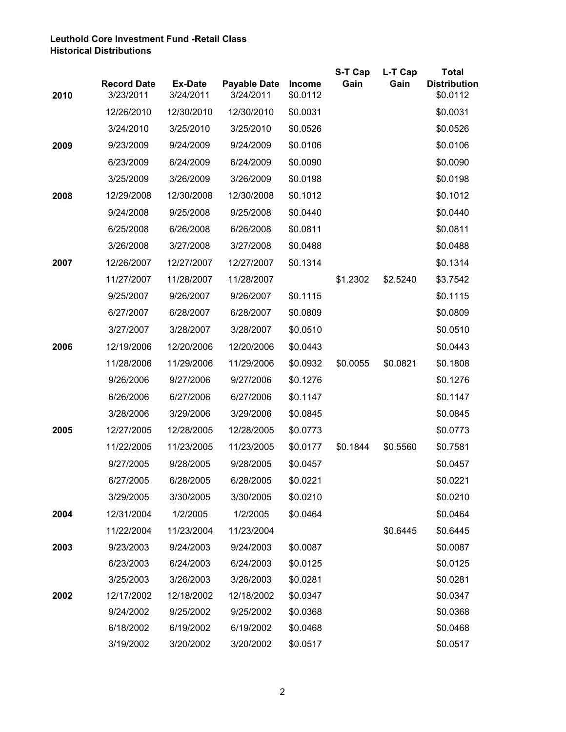**Leuthold Core Investment Fund -Retail Class**
**Historical Distributions**

| | Record Date | Ex-Date | Payable Date | Income | S-T Cap Gain | L-T Cap Gain | Total Distribution |
|---|---|---|---|---|---|---|---|
| **2010** | 3/23/2011 | 3/24/2011 | 3/24/2011 | $0.0112 | | | $0.0112 |
| | 12/26/2010 | 12/30/2010 | 12/30/2010 | $0.0031 | | | $0.0031 |
| | 3/24/2010 | 3/25/2010 | 3/25/2010 | $0.0526 | | | $0.0526 |
| **2009** | 9/23/2009 | 9/24/2009 | 9/24/2009 | $0.0106 | | | $0.0106 |
| | 6/23/2009 | 6/24/2009 | 6/24/2009 | $0.0090 | | | $0.0090 |
| | 3/25/2009 | 3/26/2009 | 3/26/2009 | $0.0198 | | | $0.0198 |
| **2008** | 12/29/2008 | 12/30/2008 | 12/30/2008 | $0.1012 | | | $0.1012 |
| | 9/24/2008 | 9/25/2008 | 9/25/2008 | $0.0440 | | | $0.0440 |
| | 6/25/2008 | 6/26/2008 | 6/26/2008 | $0.0811 | | | $0.0811 |
| | 3/26/2008 | 3/27/2008 | 3/27/2008 | $0.0488 | | | $0.0488 |
| **2007** | 12/26/2007 | 12/27/2007 | 12/27/2007 | $0.1314 | | | $0.1314 |
| | 11/27/2007 | 11/28/2007 | 11/28/2007 | | $1.2302 | $2.5240 | $3.7542 |
| | 9/25/2007 | 9/26/2007 | 9/26/2007 | $0.1115 | | | $0.1115 |
| | 6/27/2007 | 6/28/2007 | 6/28/2007 | $0.0809 | | | $0.0809 |
| | 3/27/2007 | 3/28/2007 | 3/28/2007 | $0.0510 | | | $0.0510 |
| **2006** | 12/19/2006 | 12/20/2006 | 12/20/2006 | $0.0443 | | | $0.0443 |
| | 11/28/2006 | 11/29/2006 | 11/29/2006 | $0.0932 | $0.0055 | $0.0821 | $0.1808 |
| | 9/26/2006 | 9/27/2006 | 9/27/2006 | $0.1276 | | | $0.1276 |
| | 6/26/2006 | 6/27/2006 | 6/27/2006 | $0.1147 | | | $0.1147 |
| | 3/28/2006 | 3/29/2006 | 3/29/2006 | $0.0845 | | | $0.0845 |
| **2005** | 12/27/2005 | 12/28/2005 | 12/28/2005 | $0.0773 | | | $0.0773 |
| | 11/22/2005 | 11/23/2005 | 11/23/2005 | $0.0177 | $0.1844 | $0.5560 | $0.7581 |
| | 9/27/2005 | 9/28/2005 | 9/28/2005 | $0.0457 | | | $0.0457 |
| | 6/27/2005 | 6/28/2005 | 6/28/2005 | $0.0221 | | | $0.0221 |
| | 3/29/2005 | 3/30/2005 | 3/30/2005 | $0.0210 | | | $0.0210 |
| **2004** | 12/31/2004 | 1/2/2005 | 1/2/2005 | $0.0464 | | | $0.0464 |
| | 11/22/2004 | 11/23/2004 | 11/23/2004 | | | $0.6445 | $0.6445 |
| **2003** | 9/23/2003 | 9/24/2003 | 9/24/2003 | $0.0087 | | | $0.0087 |
| | 6/23/2003 | 6/24/2003 | 6/24/2003 | $0.0125 | | | $0.0125 |
| | 3/25/2003 | 3/26/2003 | 3/26/2003 | $0.0281 | | | $0.0281 |
| **2002** | 12/17/2002 | 12/18/2002 | 12/18/2002 | $0.0347 | | | $0.0347 |
| | 9/24/2002 | 9/25/2002 | 9/25/2002 | $0.0368 | | | $0.0368 |
| | 6/18/2002 | 6/19/2002 | 6/19/2002 | $0.0468 | | | $0.0468 |
| | 3/19/2002 | 3/20/2002 | 3/20/2002 | $0.0517 | | | $0.0517 |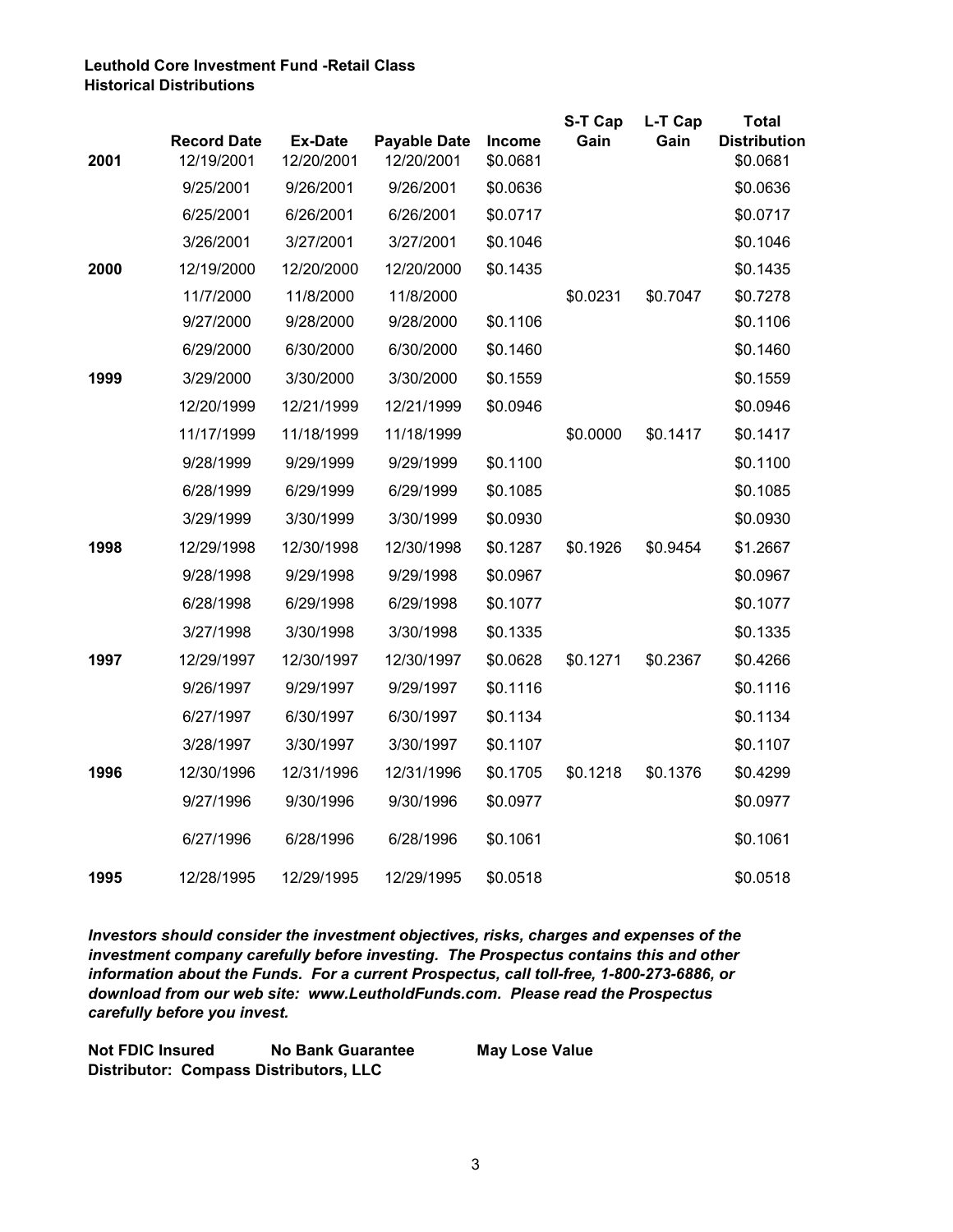**Leuthold Core Investment Fund -Retail Class**
**Historical Distributions**

| | Record Date | Ex-Date | Payable Date | Income | S-T Cap Gain | L-T Cap Gain | Total Distribution |
|---|---|---|---|---|---|---|---|
| **2001** | 12/19/2001 | 12/20/2001 | 12/20/2001 | $0.0681 | | | $0.0681 |
| | 9/25/2001 | 9/26/2001 | 9/26/2001 | $0.0636 | | | $0.0636 |
| | 6/25/2001 | 6/26/2001 | 6/26/2001 | $0.0717 | | | $0.0717 |
| | 3/26/2001 | 3/27/2001 | 3/27/2001 | $0.1046 | | | $0.1046 |
| **2000** | 12/19/2000 | 12/20/2000 | 12/20/2000 | $0.1435 | | | $0.1435 |
| | 11/7/2000 | 11/8/2000 | 11/8/2000 | | $0.0231 | $0.7047 | $0.7278 |
| | 9/27/2000 | 9/28/2000 | 9/28/2000 | $0.1106 | | | $0.1106 |
| | 6/29/2000 | 6/30/2000 | 6/30/2000 | $0.1460 | | | $0.1460 |
| **1999** | 3/29/2000 | 3/30/2000 | 3/30/2000 | $0.1559 | | | $0.1559 |
| | 12/20/1999 | 12/21/1999 | 12/21/1999 | $0.0946 | | | $0.0946 |
| | 11/17/1999 | 11/18/1999 | 11/18/1999 | | $0.0000 | $0.1417 | $0.1417 |
| | 9/28/1999 | 9/29/1999 | 9/29/1999 | $0.1100 | | | $0.1100 |
| | 6/28/1999 | 6/29/1999 | 6/29/1999 | $0.1085 | | | $0.1085 |
| | 3/29/1999 | 3/30/1999 | 3/30/1999 | $0.0930 | | | $0.0930 |
| **1998** | 12/29/1998 | 12/30/1998 | 12/30/1998 | $0.1287 | $0.1926 | $0.9454 | $1.2667 |
| | 9/28/1998 | 9/29/1998 | 9/29/1998 | $0.0967 | | | $0.0967 |
| | 6/28/1998 | 6/29/1998 | 6/29/1998 | $0.1077 | | | $0.1077 |
| | 3/27/1998 | 3/30/1998 | 3/30/1998 | $0.1335 | | | $0.1335 |
| **1997** | 12/29/1997 | 12/30/1997 | 12/30/1997 | $0.0628 | $0.1271 | $0.2367 | $0.4266 |
| | 9/26/1997 | 9/29/1997 | 9/29/1997 | $0.1116 | | | $0.1116 |
| | 6/27/1997 | 6/30/1997 | 6/30/1997 | $0.1134 | | | $0.1134 |
| | 3/28/1997 | 3/30/1997 | 3/30/1997 | $0.1107 | | | $0.1107 |
| **1996** | 12/30/1996 | 12/31/1996 | 12/31/1996 | $0.1705 | $0.1218 | $0.1376 | $0.4299 |
| | 9/27/1996 | 9/30/1996 | 9/30/1996 | $0.0977 | | | $0.0977 |
| | 6/27/1996 | 6/28/1996 | 6/28/1996 | $0.1061 | | | $0.1061 |
| **1995** | 12/28/1995 | 12/29/1995 | 12/29/1995 | $0.0518 | | | $0.0518 |

***Investors should consider the investment objectives, risks, charges and expenses of the investment company carefully before investing. The Prospectus contains this and other information about the Funds. For a current Prospectus, call toll-free, 1-800-273-6886, or download from our web site: www.LeutholdFunds.com. Please read the Prospectus carefully before you invest.***

**Not FDIC Insured** **No Bank Guarantee** **May Lose Value**
**Distributor: Compass Distributors, LLC**